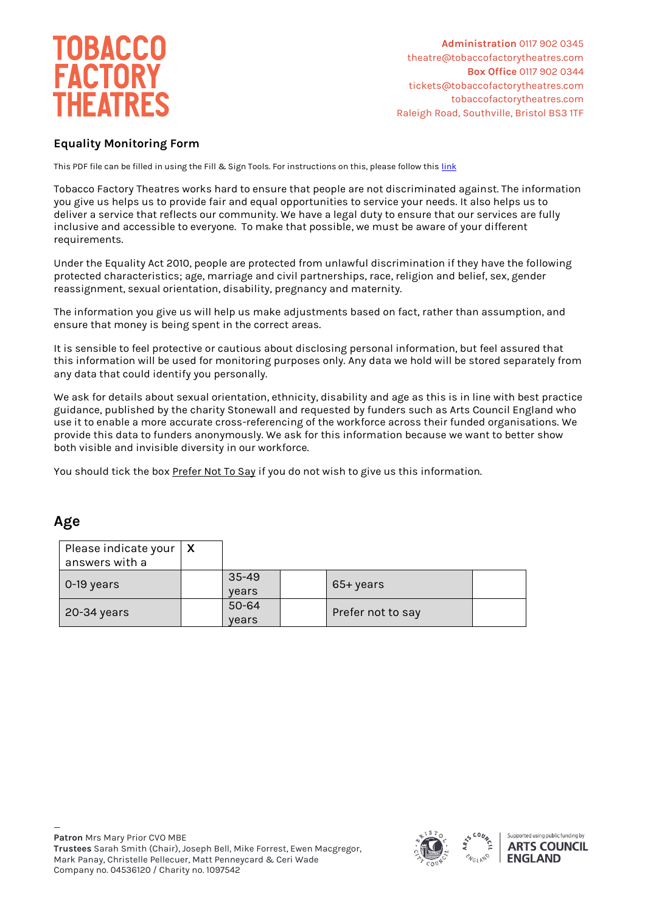# TOBACCO FACTORY THEATRES

**Administration** 0117 902 0345
theatre@tobaccofactorytheatres.com
**Box Office** 0117 902 0344
tickets@tobaccofactorytheatres.com
tobaccofactorytheatres.com
Raleigh Road, Southville, Bristol BS3 1TF

**Equality Monitoring Form**

This PDF file can be filled in using the Fill & Sign Tools. For instructions on this, please follow this link

Tobacco Factory Theatres works hard to ensure that people are not discriminated against. The information you give us helps us to provide fair and equal opportunities to service your needs. It also helps us to deliver a service that reflects our community. We have a legal duty to ensure that our services are fully inclusive and accessible to everyone. To make that possible, we must be aware of your different requirements.

Under the Equality Act 2010, people are protected from unlawful discrimination if they have the following protected characteristics; age, marriage and civil partnerships, race, religion and belief, sex, gender reassignment, sexual orientation, disability, pregnancy and maternity.

The information you give us will help us make adjustments based on fact, rather than assumption, and ensure that money is being spent in the correct areas.

It is sensible to feel protective or cautious about disclosing personal information, but feel assured that this information will be used for monitoring purposes only. Any data we hold will be stored separately from any data that could identify you personally.

We ask for details about sexual orientation, ethnicity, disability and age as this is in line with best practice guidance, published by the charity Stonewall and requested by funders such as Arts Council England who use it to enable a more accurate cross-referencing of the workforce across their funded organisations. We provide this data to funders anonymously. We ask for this information because we want to better show both visible and invisible diversity in our workforce.

You should tick the box Prefer Not To Say if you do not wish to give us this information.

## Age

| Please indicate your answers with a | X | | | | |
|---|---|---|---|---|---|
| 0-19 years | | 35-49 years | | 65+ years | |
| 20-34 years | | 50-64 years | | Prefer not to say | |

—
**Patron** Mrs Mary Prior CVO MBE
**Trustees** Sarah Smith (Chair), Joseph Bell, Mike Forrest, Ewen Macgregor, Mark Panay, Christelle Pellecuer, Matt Penneycard & Ceri Wade
Company no. 04536120 / Charity no. 1097542

Supported using public funding by ARTS COUNCIL ENGLAND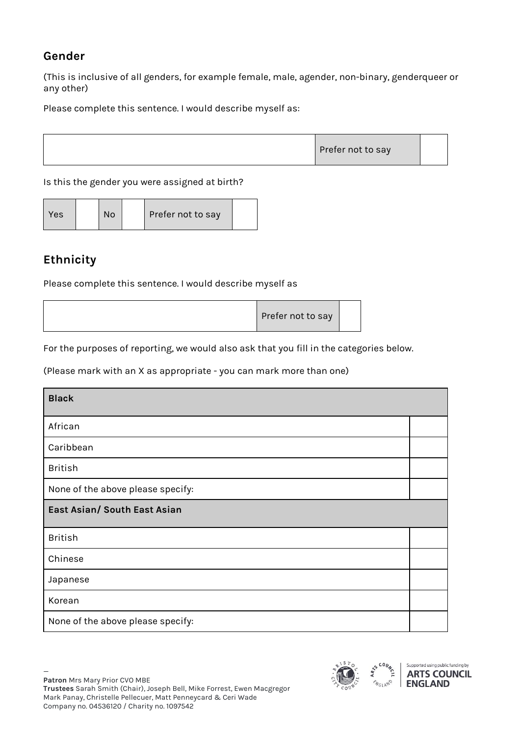## Gender

(This is inclusive of all genders, for example female, male, agender, non-binary, genderqueer or any other)

Please complete this sentence. I would describe myself as:

| | Prefer not to say | |
|---|---|---|

Is this the gender you were assigned at birth?

| Yes | | No | | Prefer not to say | |
|---|---|---|---|---|---|

## Ethnicity

Please complete this sentence. I would describe myself as

| | Prefer not to say | |
|---|---|---|

For the purposes of reporting, we would also ask that you fill in the categories below.

(Please mark with an X as appropriate - you can mark more than one)

| **Black** | |
|---|---|
| African | |
| Caribbean | |
| British | |
| None of the above please specify: | |
| **East Asian/ South East Asian** | |
| British | |
| Chinese | |
| Japanese | |
| Korean | |
| None of the above please specify: | |

—
**Patron** Mrs Mary Prior CVO MBE
**Trustees** Sarah Smith (Chair), Joseph Bell, Mike Forrest, Ewen Macgregor Mark Panay, Christelle Pellecuer, Matt Penneycard & Ceri Wade
Company no. 04536120 / Charity no. 1097542

Supported using public funding by ARTS COUNCIL ENGLAND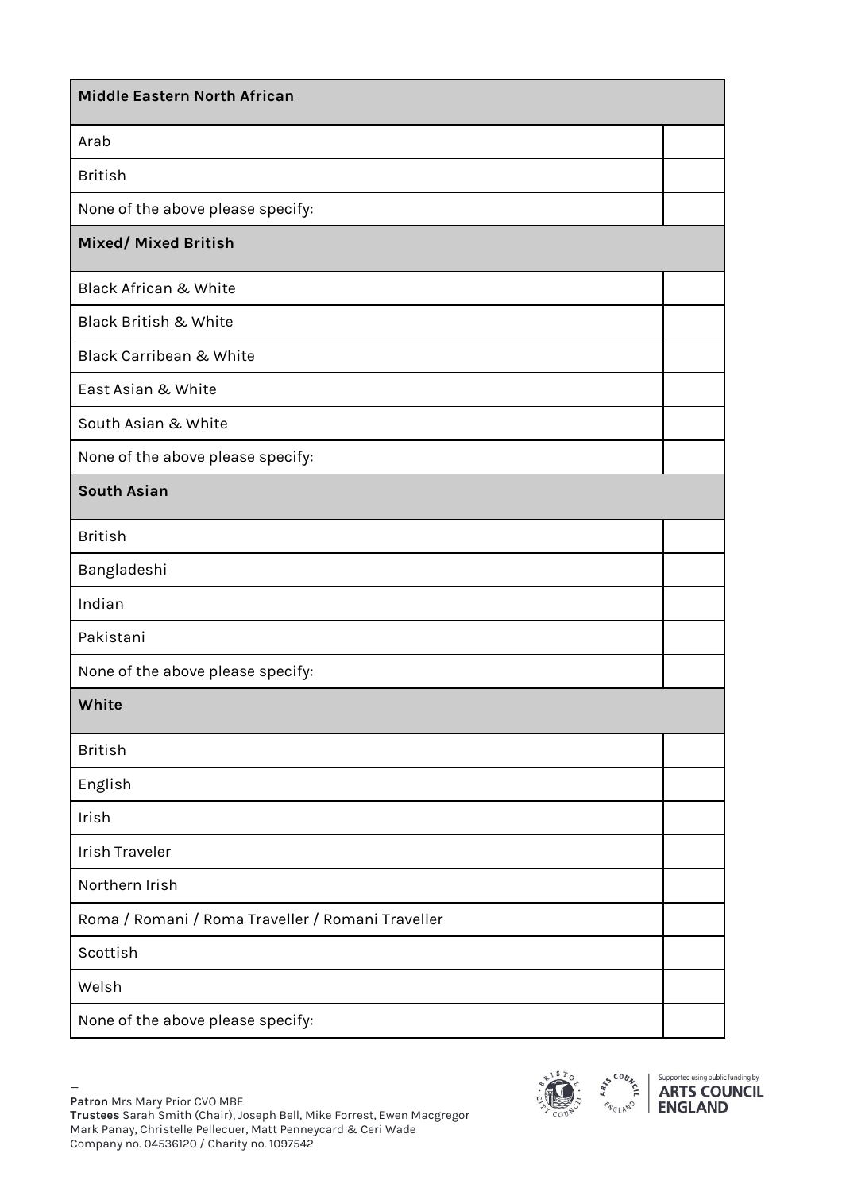| Middle Eastern North African | |
| --- | --- |
| Arab | |
| British | |
| None of the above please specify: | |
| **Mixed/ Mixed British** | |
| Black African & White | |
| Black British & White | |
| Black Carribean & White | |
| East Asian & White | |
| South Asian & White | |
| None of the above please specify: | |
| **South Asian** | |
| British | |
| Bangladeshi | |
| Indian | |
| Pakistani | |
| None of the above please specify: | |
| **White** | |
| British | |
| English | |
| Irish | |
| Irish Traveler | |
| Northern Irish | |
| Roma / Romani / Roma Traveller / Romani Traveller | |
| Scottish | |
| Welsh | |
| None of the above please specify: | |

—
**Patron** Mrs Mary Prior CVO MBE
**Trustees** Sarah Smith (Chair), Joseph Bell, Mike Forrest, Ewen Macgregor
Mark Panay, Christelle Pellecuer, Matt Penneycard & Ceri Wade
Company no. 04536120 / Charity no. 1097542

Supported using public funding by ARTS COUNCIL ENGLAND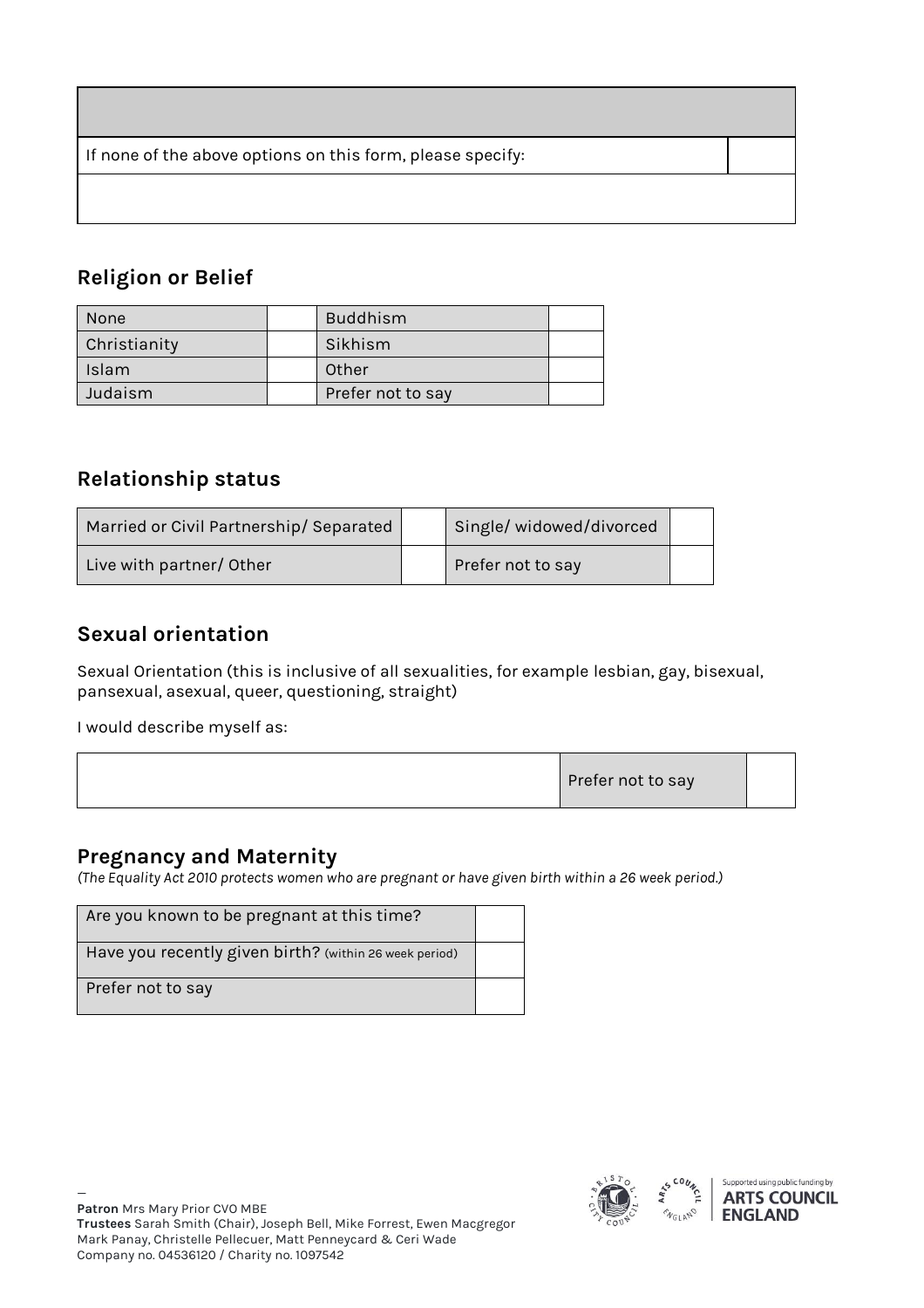| | |
|---|---|
| If none of the above options on this form, please specify: | |
| | |

## Religion or Belief

| None | | Buddhism | |
|---|---|---|---|
| Christianity | | Sikhism | |
| Islam | | Other | |
| Judaism | | Prefer not to say | |

## Relationship status

| Married or Civil Partnership/ Separated | | Single/ widowed/divorced | |
|---|---|---|---|
| Live with partner/ Other | | Prefer not to say | |

## Sexual orientation

Sexual Orientation (this is inclusive of all sexualities, for example lesbian, gay, bisexual, pansexual, asexual, queer, questioning, straight)

I would describe myself as:

| | Prefer not to say | |
|---|---|---|

## Pregnancy and Maternity

*(The Equality Act 2010 protects women who are pregnant or have given birth within a 26 week period.)*

| Are you known to be pregnant at this time? | |
|---|---|
| Have you recently given birth? (within 26 week period) | |
| Prefer not to say | |

—
**Patron** Mrs Mary Prior CVO MBE
**Trustees** Sarah Smith (Chair), Joseph Bell, Mike Forrest, Ewen Macgregor
Mark Panay, Christelle Pellecuer, Matt Penneycard & Ceri Wade
Company no. 04536120 / Charity no. 1097542

Supported using public funding by **ARTS COUNCIL ENGLAND**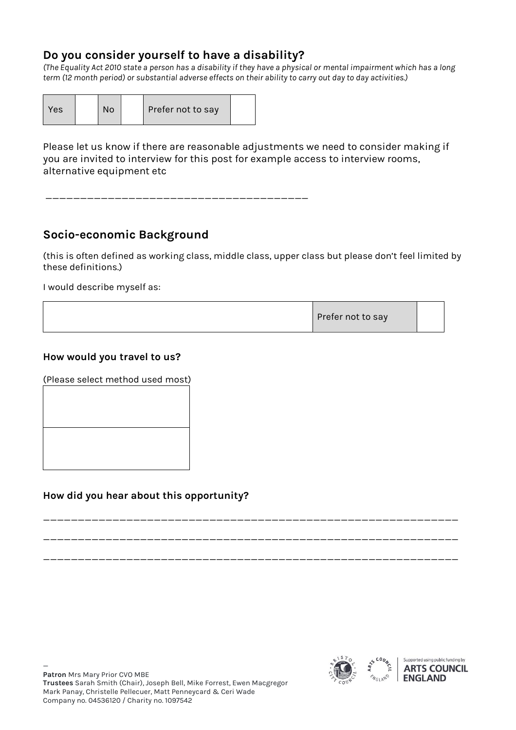## Do you consider yourself to have a disability?

*(The Equality Act 2010 state a person has a disability if they have a physical or mental impairment which has a long term (12 month period) or substantial adverse effects on their ability to carry out day to day activities.)*

| Yes | | No | | Prefer not to say | |
|---|---|---|---|---|---|

Please let us know if there are reasonable adjustments we need to consider making if you are invited to interview for this post for example access to interview rooms, alternative equipment etc

________________________________________

## Socio-economic Background

(this is often defined as working class, middle class, upper class but please don't feel limited by these definitions.)

I would describe myself as:

| | Prefer not to say | |
|---|---|---|

### How would you travel to us?

(Please select method used most)

| |
|---|
| |

### How did you hear about this opportunity?

________________________________________________________________

________________________________________________________________

________________________________________________________________

—
**Patron** Mrs Mary Prior CVO MBE
**Trustees** Sarah Smith (Chair), Joseph Bell, Mike Forrest, Ewen Macgregor
Mark Panay, Christelle Pellecuer, Matt Penneycard & Ceri Wade
Company no. 04536120 / Charity no. 1097542

Supported using public funding by ARTS COUNCIL ENGLAND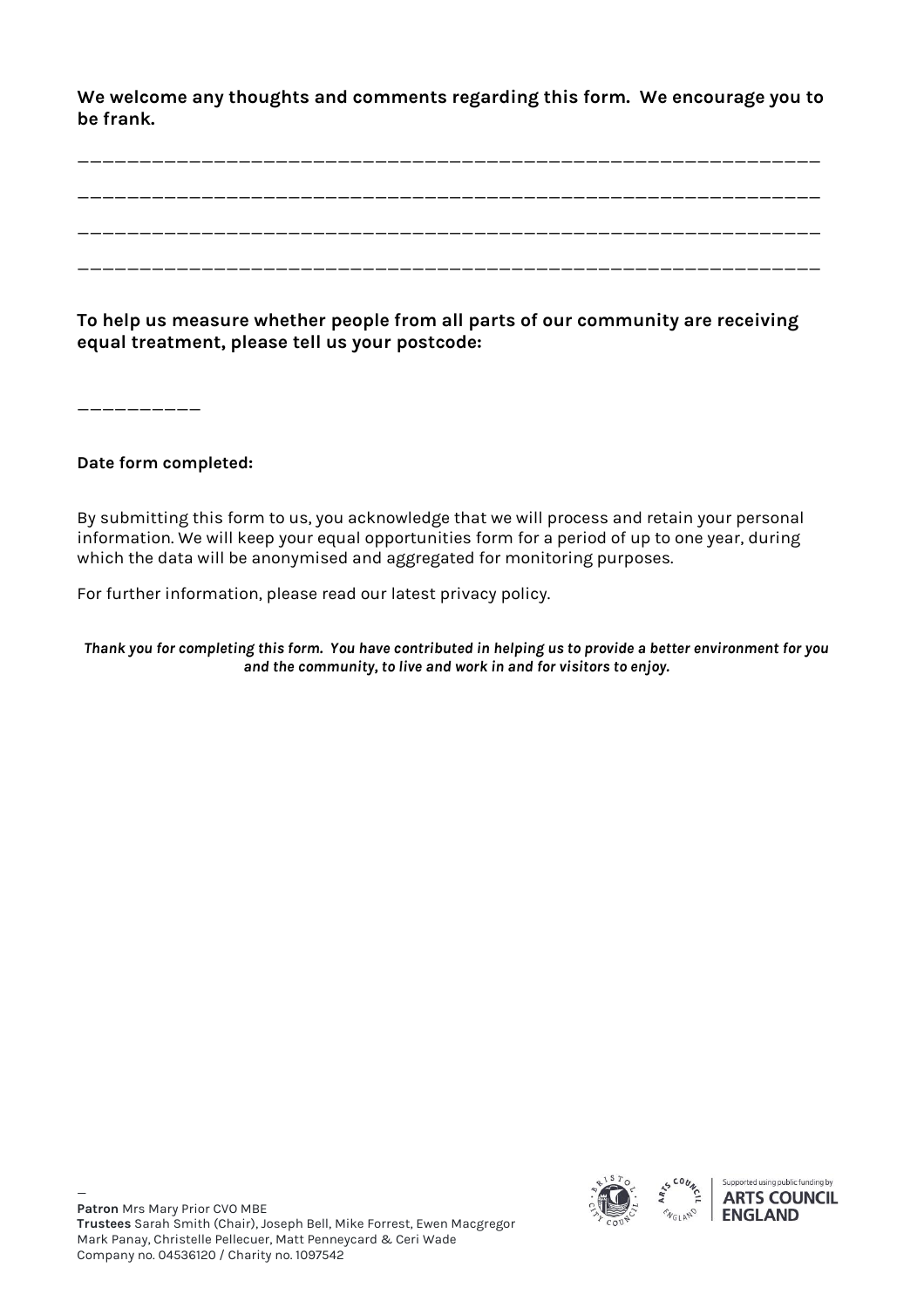**We welcome any thoughts and comments regarding this form.  We encourage you to be frank.**

_______________________________________________________________

_______________________________________________________________

_______________________________________________________________

_______________________________________________________________

**To help us measure whether people from all parts of our community are receiving equal treatment, please tell us your postcode:**

__________

**Date form completed:**

By submitting this form to us, you acknowledge that we will process and retain your personal information. We will keep your equal opportunities form for a period of up to one year, during which the data will be anonymised and aggregated for monitoring purposes.

For further information, please read our latest privacy policy.

***Thank you for completing this form.  You have contributed in helping us to provide a better environment for you and the community, to live and work in and for visitors to enjoy.***

—

**Patron** Mrs Mary Prior CVO MBE
**Trustees** Sarah Smith (Chair), Joseph Bell, Mike Forrest, Ewen Macgregor
Mark Panay, Christelle Pellecuer, Matt Penneycard & Ceri Wade
Company no. 04536120 / Charity no. 1097542

Supported using public funding by ARTS COUNCIL ENGLAND